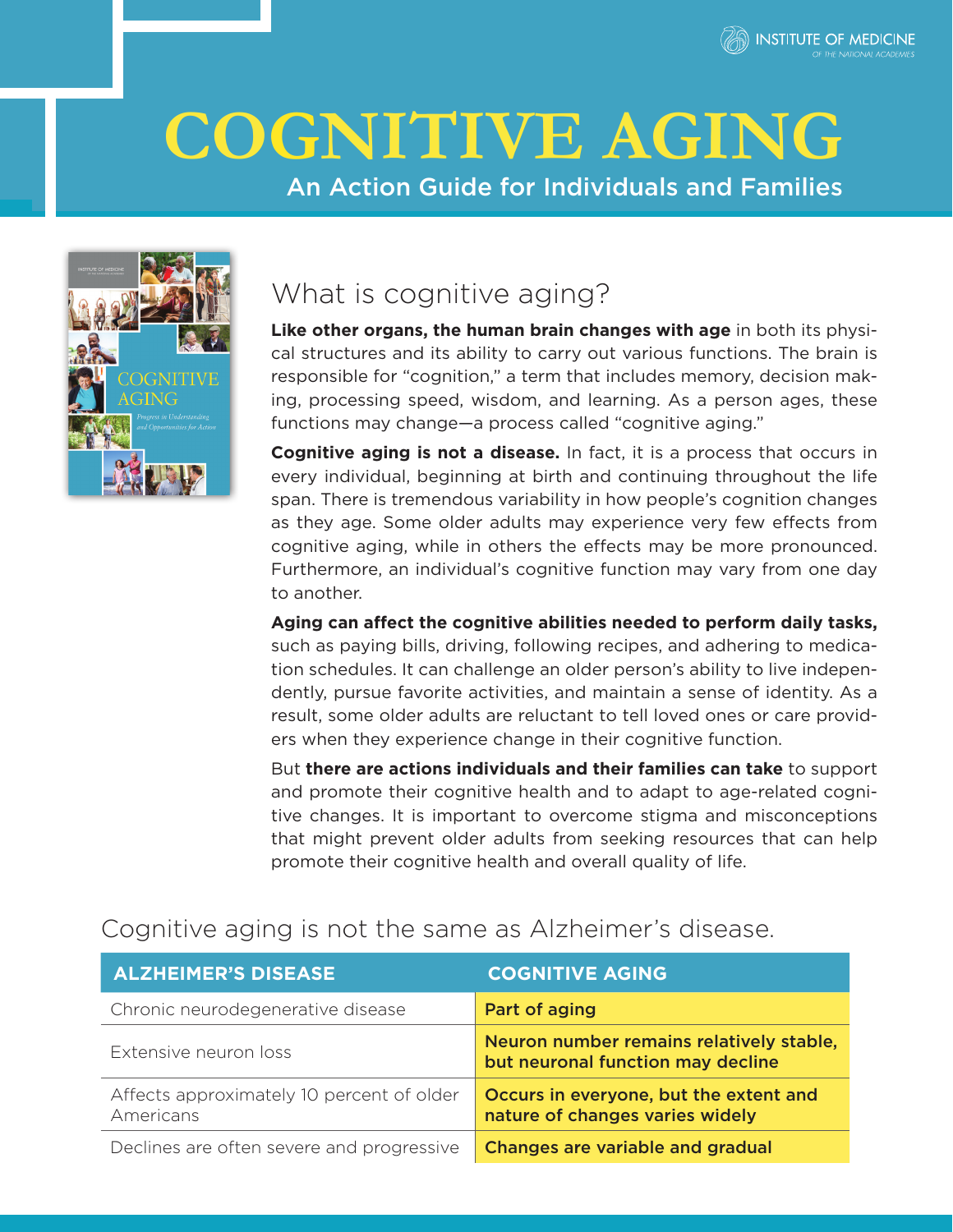INSTITUTE OF MEDICINE
OF THE NATIONAL ACADEMIES

# COGNITIVE AGING

## An Action Guide for Individuals and Families

## What is cognitive aging?

**Like other organs, the human brain changes with age** in both its physical structures and its ability to carry out various functions. The brain is responsible for "cognition," a term that includes memory, decision making, processing speed, wisdom, and learning. As a person ages, these functions may change—a process called "cognitive aging."

**Cognitive aging is not a disease.** In fact, it is a process that occurs in every individual, beginning at birth and continuing throughout the life span. There is tremendous variability in how people's cognition changes as they age. Some older adults may experience very few effects from cognitive aging, while in others the effects may be more pronounced. Furthermore, an individual's cognitive function may vary from one day to another.

**Aging can affect the cognitive abilities needed to perform daily tasks,** such as paying bills, driving, following recipes, and adhering to medication schedules. It can challenge an older person's ability to live independently, pursue favorite activities, and maintain a sense of identity. As a result, some older adults are reluctant to tell loved ones or care providers when they experience change in their cognitive function.

But **there are actions individuals and their families can take** to support and promote their cognitive health and to adapt to age-related cognitive changes. It is important to overcome stigma and misconceptions that might prevent older adults from seeking resources that can help promote their cognitive health and overall quality of life.

## Cognitive aging is not the same as Alzheimer's disease.

| ALZHEIMER'S DISEASE | COGNITIVE AGING |
| --- | --- |
| Chronic neurodegenerative disease | **Part of aging** |
| Extensive neuron loss | **Neuron number remains relatively stable, but neuronal function may decline** |
| Affects approximately 10 percent of older Americans | **Occurs in everyone, but the extent and nature of changes varies widely** |
| Declines are often severe and progressive | **Changes are variable and gradual** |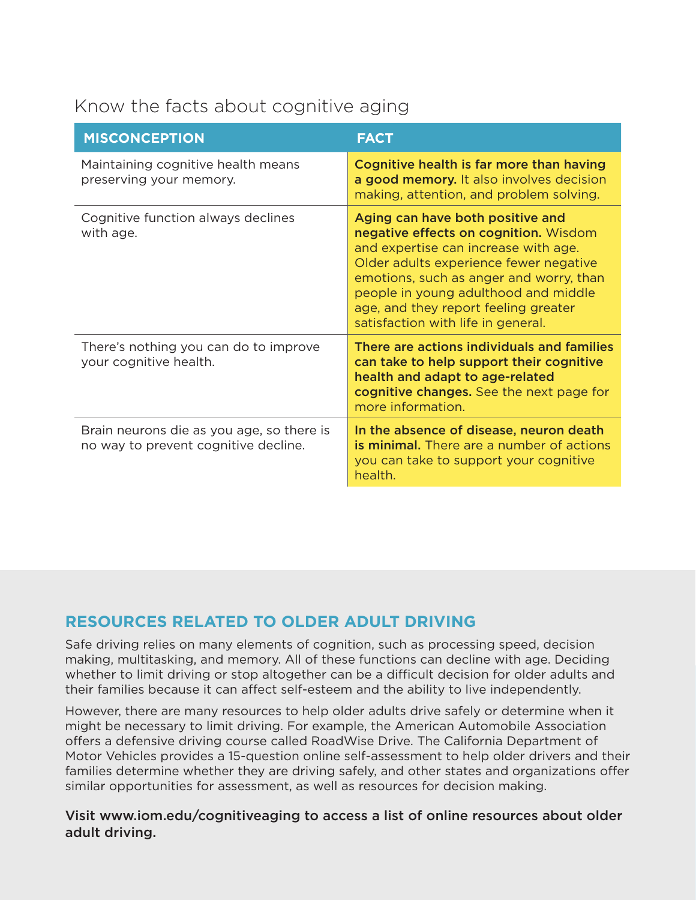## Know the facts about cognitive aging

| MISCONCEPTION | FACT |
|---|---|
| Maintaining cognitive health means preserving your memory. | **Cognitive health is far more than having a good memory.** It also involves decision making, attention, and problem solving. |
| Cognitive function always declines with age. | **Aging can have both positive and negative effects on cognition.** Wisdom and expertise can increase with age. Older adults experience fewer negative emotions, such as anger and worry, than people in young adulthood and middle age, and they report feeling greater satisfaction with life in general. |
| There's nothing you can do to improve your cognitive health. | **There are actions individuals and families can take to help support their cognitive health and adapt to age-related cognitive changes.** See the next page for more information. |
| Brain neurons die as you age, so there is no way to prevent cognitive decline. | **In the absence of disease, neuron death is minimal.** There are a number of actions you can take to support your cognitive health. |

## RESOURCES RELATED TO OLDER ADULT DRIVING

Safe driving relies on many elements of cognition, such as processing speed, decision making, multitasking, and memory. All of these functions can decline with age. Deciding whether to limit driving or stop altogether can be a difficult decision for older adults and their families because it can affect self-esteem and the ability to live independently.

However, there are many resources to help older adults drive safely or determine when it might be necessary to limit driving. For example, the American Automobile Association offers a defensive driving course called RoadWise Drive. The California Department of Motor Vehicles provides a 15-question online self-assessment to help older drivers and their families determine whether they are driving safely, and other states and organizations offer similar opportunities for assessment, as well as resources for decision making.

**Visit www.iom.edu/cognitiveaging to access a list of online resources about older adult driving.**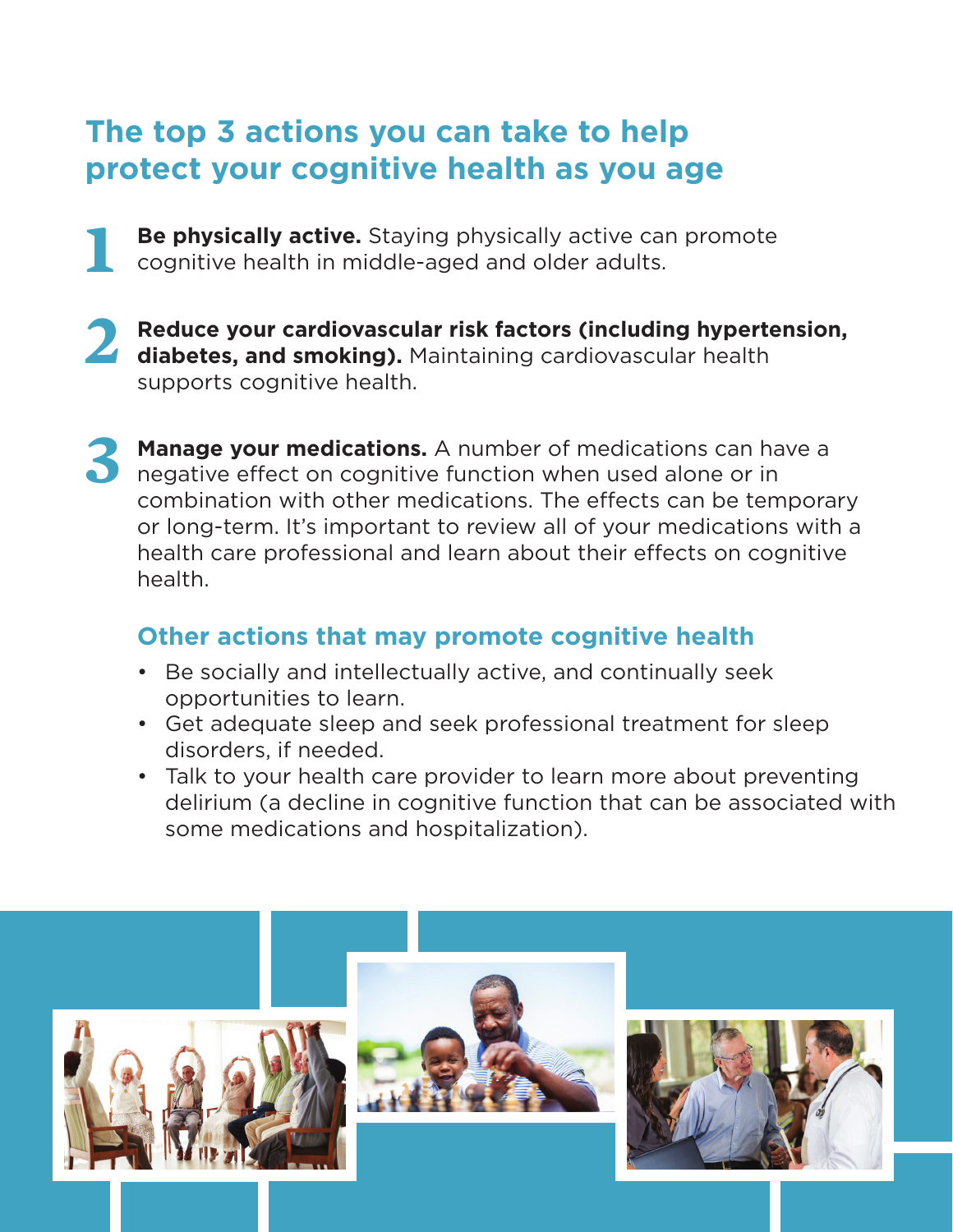## The top 3 actions you can take to help protect your cognitive health as you age

1. **Be physically active.** Staying physically active can promote cognitive health in middle-aged and older adults.

2. **Reduce your cardiovascular risk factors (including hypertension, diabetes, and smoking).** Maintaining cardiovascular health supports cognitive health.

3. **Manage your medications.** A number of medications can have a negative effect on cognitive function when used alone or in combination with other medications. The effects can be temporary or long-term. It's important to review all of your medications with a health care professional and learn about their effects on cognitive health.

### Other actions that may promote cognitive health

- Be socially and intellectually active, and continually seek opportunities to learn.
- Get adequate sleep and seek professional treatment for sleep disorders, if needed.
- Talk to your health care provider to learn more about preventing delirium (a decline in cognitive function that can be associated with some medications and hospitalization).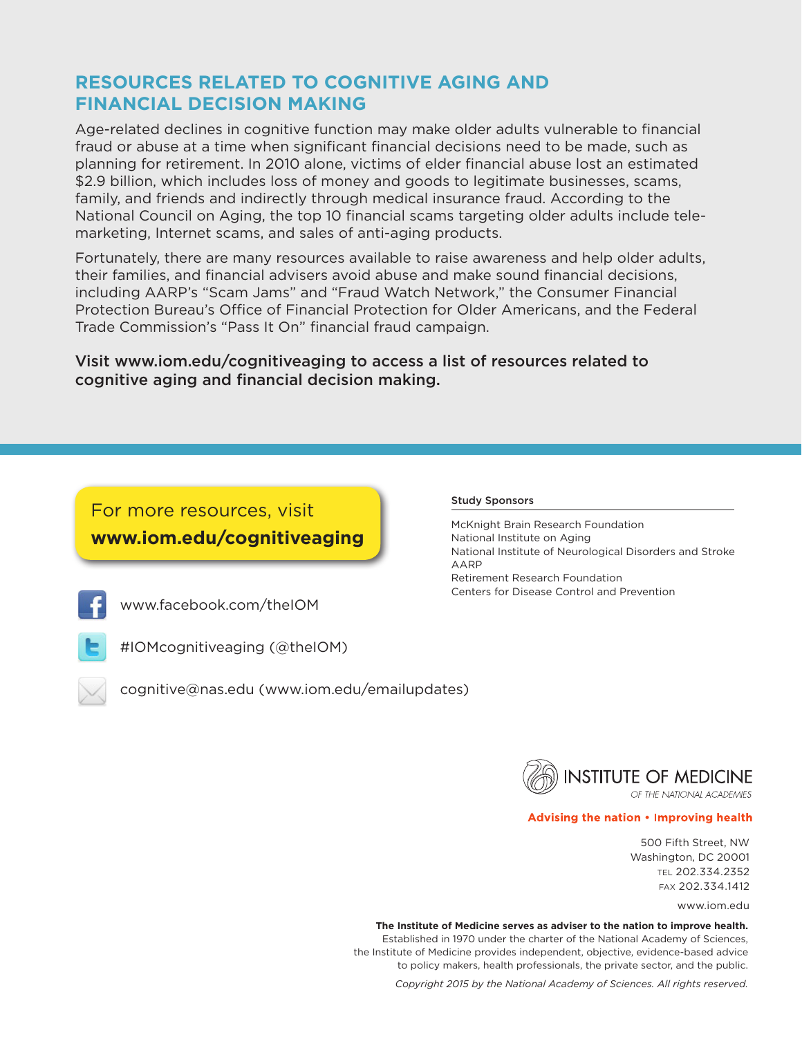## RESOURCES RELATED TO COGNITIVE AGING AND FINANCIAL DECISION MAKING

Age-related declines in cognitive function may make older adults vulnerable to financial fraud or abuse at a time when significant financial decisions need to be made, such as planning for retirement. In 2010 alone, victims of elder financial abuse lost an estimated $2.9 billion, which includes loss of money and goods to legitimate businesses, scams, family, and friends and indirectly through medical insurance fraud. According to the National Council on Aging, the top 10 financial scams targeting older adults include telemarketing, Internet scams, and sales of anti-aging products.

Fortunately, there are many resources available to raise awareness and help older adults, their families, and financial advisers avoid abuse and make sound financial decisions, including AARP's "Scam Jams" and "Fraud Watch Network," the Consumer Financial Protection Bureau's Office of Financial Protection for Older Americans, and the Federal Trade Commission's "Pass It On" financial fraud campaign.

**Visit www.iom.edu/cognitiveaging to access a list of resources related to cognitive aging and financial decision making.**

For more resources, visit
**www.iom.edu/cognitiveaging**

www.facebook.com/theIOM

#IOMcognitiveaging (@theIOM)

cognitive@nas.edu (www.iom.edu/emailupdates)

**Study Sponsors**

McKnight Brain Research Foundation
National Institute on Aging
National Institute of Neurological Disorders and Stroke
AARP
Retirement Research Foundation
Centers for Disease Control and Prevention

INSTITUTE OF MEDICINE
*OF THE NATIONAL ACADEMIES*

**Advising the nation • Improving health**

500 Fifth Street, NW
Washington, DC 20001
TEL 202.334.2352
FAX 202.334.1412

www.iom.edu

**The Institute of Medicine serves as adviser to the nation to improve health.**
Established in 1970 under the charter of the National Academy of Sciences, the Institute of Medicine provides independent, objective, evidence-based advice to policy makers, health professionals, the private sector, and the public.

*Copyright 2015 by the National Academy of Sciences. All rights reserved.*